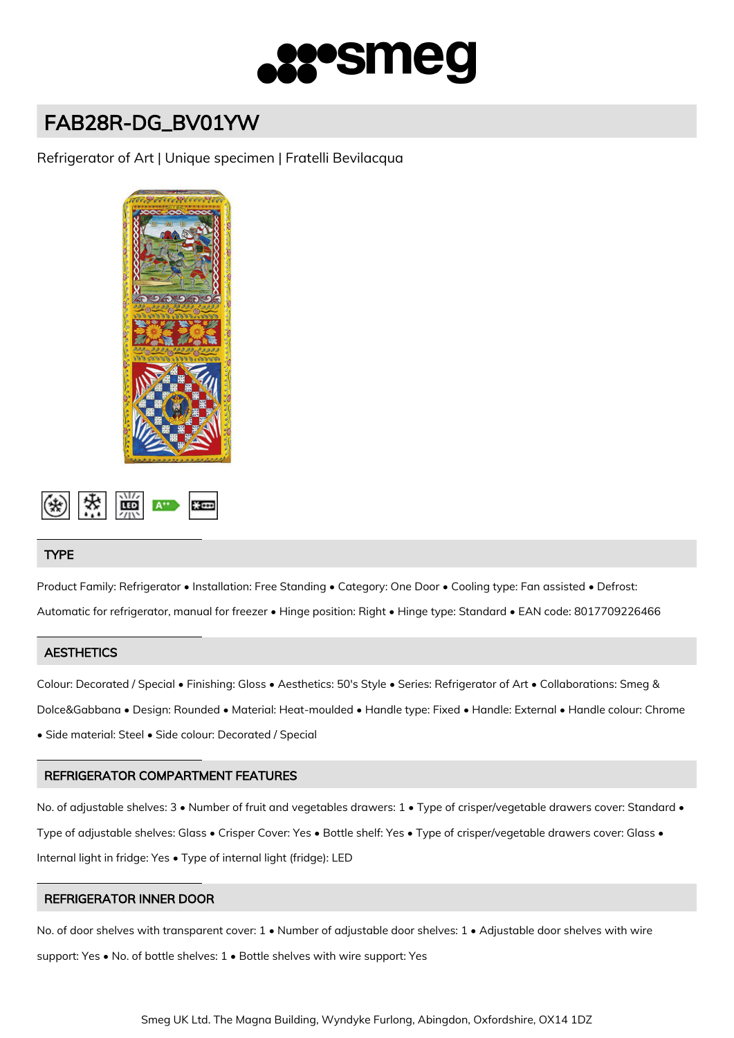# FAB28R-DG_BV01YW

Refrigerator of Art | Unique specimen | Fratelli Bevilacqua

## TYPE

Product Family: Refrigerator • Installation: Free Standing • Category: One Door • Cooling type: Fan assisted • Defrost: Automatic for refrigerator, manual for freezer • Hinge position: Right • Hinge type: Standard • EAN code: 8017709226466

## AESTHETICS

Colour: Decorated / Special • Finishing: Gloss • Aesthetics: 50's Style • Series: Refrigerator of Art • Collaborations: Smeg & Dolce&Gabbana • Design: Rounded • Material: Heat-moulded • Handle type: Fixed • Handle: External • Handle colour: Chrome • Side material: Steel • Side colour: Decorated / Special

## REFRIGERATOR COMPARTMENT FEATURES

No. of adjustable shelves: 3 • Number of fruit and vegetables drawers: 1 • Type of crisper/vegetable drawers cover: Standard • Type of adjustable shelves: Glass • Crisper Cover: Yes • Bottle shelf: Yes • Type of crisper/vegetable drawers cover: Glass • Internal light in fridge: Yes • Type of internal light (fridge): LED

## REFRIGERATOR INNER DOOR

No. of door shelves with transparent cover: 1 • Number of adjustable door shelves: 1 • Adjustable door shelves with wire support: Yes • No. of bottle shelves: 1 • Bottle shelves with wire support: Yes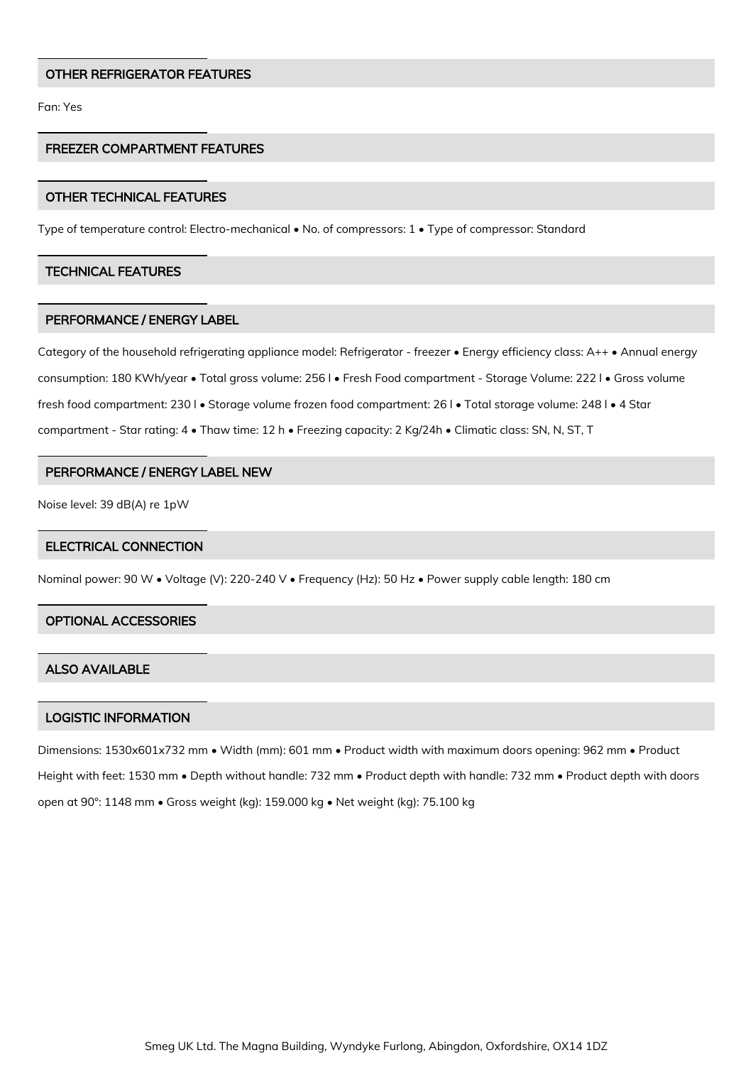## OTHER REFRIGERATOR FEATURES

Fan: Yes

## FREEZER COMPARTMENT FEATURES

## OTHER TECHNICAL FEATURES

Type of temperature control: Electro-mechanical • No. of compressors: 1 • Type of compressor: Standard

## TECHNICAL FEATURES

## PERFORMANCE / ENERGY LABEL

Category of the household refrigerating appliance model: Refrigerator - freezer • Energy efficiency class: A++ • Annual energy consumption: 180 KWh/year • Total gross volume: 256 l • Fresh Food compartment - Storage Volume: 222 l • Gross volume fresh food compartment: 230 l • Storage volume frozen food compartment: 26 l • Total storage volume: 248 l • 4 Star compartment - Star rating: 4 • Thaw time: 12 h • Freezing capacity: 2 Kg/24h • Climatic class: SN, N, ST, T

## PERFORMANCE / ENERGY LABEL NEW

Noise level: 39 dB(A) re 1pW

## ELECTRICAL CONNECTION

Nominal power: 90 W • Voltage (V): 220-240 V • Frequency (Hz): 50 Hz • Power supply cable length: 180 cm

## OPTIONAL ACCESSORIES

## ALSO AVAILABLE

## LOGISTIC INFORMATION

Dimensions: 1530x601x732 mm • Width (mm): 601 mm • Product width with maximum doors opening: 962 mm • Product Height with feet: 1530 mm • Depth without handle: 732 mm • Product depth with handle: 732 mm • Product depth with doors open at 90°: 1148 mm • Gross weight (kg): 159.000 kg • Net weight (kg): 75.100 kg

Smeg UK Ltd. The Magna Building, Wyndyke Furlong, Abingdon, Oxfordshire, OX14 1DZ